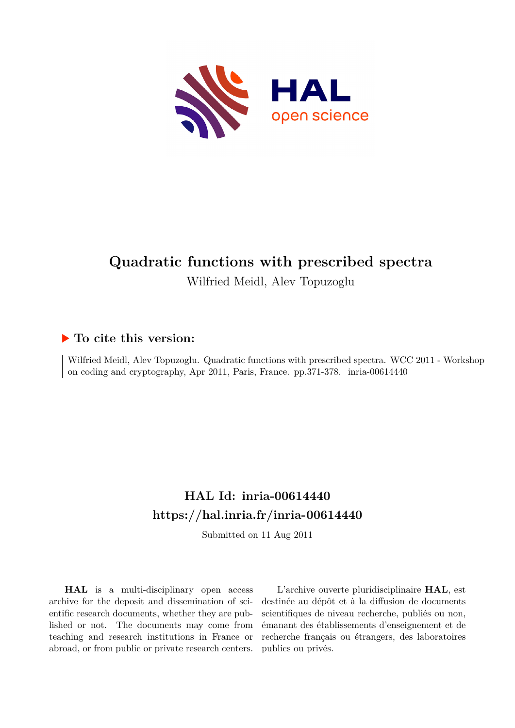# Quadratic functions with prescribed spectra

Wilfried Meidl, Alev Topuzoglu

### ▶ To cite this version:

Wilfried Meidl, Alev Topuzoglu. Quadratic functions with prescribed spectra. WCC 2011 - Workshop on coding and cryptography, Apr 2011, Paris, France. pp.371-378. inria-00614440

## HAL Id: inria-00614440

## https://hal.inria.fr/inria-00614440

Submitted on 11 Aug 2011

**HAL** is a multi-disciplinary open access archive for the deposit and dissemination of scientific research documents, whether they are published or not. The documents may come from teaching and research institutions in France or abroad, or from public or private research centers.

L'archive ouverte pluridisciplinaire **HAL**, est destinée au dépôt et à la diffusion de documents scientifiques de niveau recherche, publiés ou non, émanant des établissements d'enseignement et de recherche français ou étrangers, des laboratoires publics ou privés.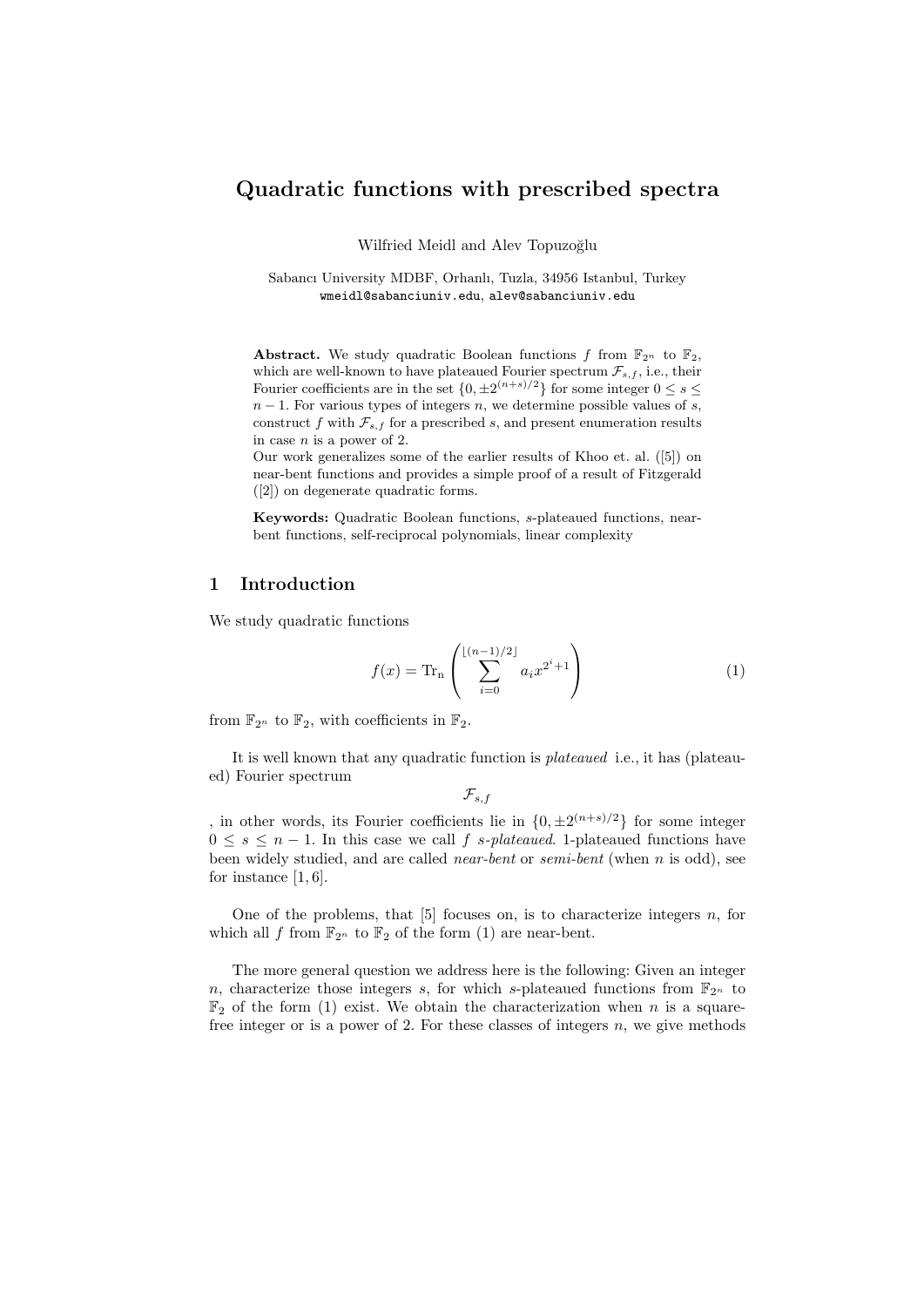# Quadratic functions with prescribed spectra

Wilfried Meidl and Alev Topuzoğlu

Sabancı University MDBF, Orhanlı, Tuzla, 34956 Istanbul, Turkey
wmeidl@sabanciuniv.edu, alev@sabanciuniv.edu

**Abstract.** We study quadratic Boolean functions $f$ from $\mathbb{F}_{2^n}$ to $\mathbb{F}_2$, which are well-known to have plateaued Fourier spectrum $\mathcal{F}_{s,f}$, i.e., their Fourier coefficients are in the set $\{0, \pm 2^{(n+s)/2}\}$ for some integer $0 \leq s \leq n-1$. For various types of integers $n$, we determine possible values of $s$, construct $f$ with $\mathcal{F}_{s,f}$ for a prescribed $s$, and present enumeration results in case $n$ is a power of 2.
Our work generalizes some of the earlier results of Khoo et. al. ([5]) on near-bent functions and provides a simple proof of a result of Fitzgerald ([2]) on degenerate quadratic forms.

**Keywords:** Quadratic Boolean functions, $s$-plateaued functions, near-bent functions, self-reciprocal polynomials, linear complexity

## 1 Introduction

We study quadratic functions

$$f(x) = \mathrm{Tr_n}\left(\sum_{i=0}^{\lfloor (n-1)/2 \rfloor} a_i x^{2^i+1}\right) \tag{1}$$

from $\mathbb{F}_{2^n}$ to $\mathbb{F}_2$, with coefficients in $\mathbb{F}_2$.

It is well known that any quadratic function is *plateaued* i.e., it has (plateaued) Fourier spectrum

$$\mathcal{F}_{s,f}$$

, in other words, its Fourier coefficients lie in $\{0, \pm 2^{(n+s)/2}\}$ for some integer $0 \leq s \leq n-1$. In this case we call $f$ *s-plateaued*. 1-plateaued functions have been widely studied, and are called *near-bent* or *semi-bent* (when $n$ is odd), see for instance [1, 6].

One of the problems, that [5] focuses on, is to characterize integers $n$, for which all $f$ from $\mathbb{F}_{2^n}$ to $\mathbb{F}_2$ of the form (1) are near-bent.

The more general question we address here is the following: Given an integer $n$, characterize those integers $s$, for which $s$-plateaued functions from $\mathbb{F}_{2^n}$ to $\mathbb{F}_2$ of the form (1) exist. We obtain the characterization when $n$ is a square-free integer or is a power of 2. For these classes of integers $n$, we give methods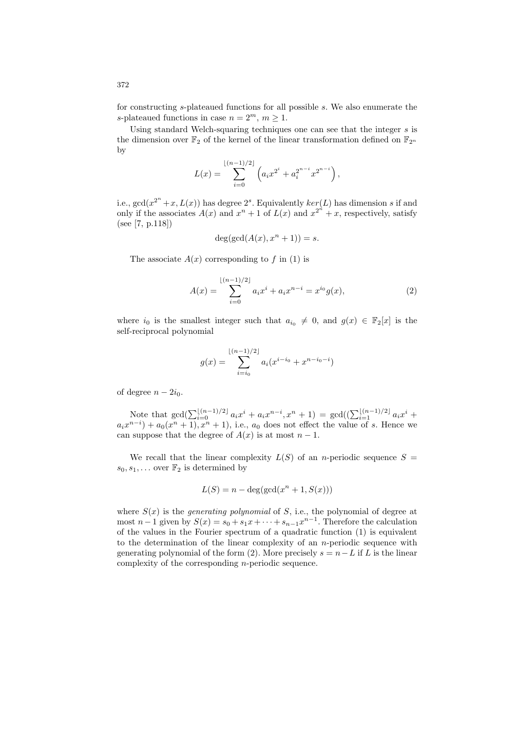for constructing $s$-plateaued functions for all possible $s$. We also enumerate the $s$-plateaued functions in case $n = 2^m$, $m \geq 1$.

Using standard Welch-squaring techniques one can see that the integer $s$ is the dimension over $\mathbb{F}_2$ of the kernel of the linear transformation defined on $\mathbb{F}_{2^n}$ by

$$L(x) = \sum_{i=0}^{\lfloor (n-1)/2 \rfloor} \left( a_i x^{2^i} + a_i^{2^{n-i}} x^{2^{n-i}} \right),$$

i.e., $\gcd(x^{2^n} + x, L(x))$ has degree $2^s$. Equivalently $ker(L)$ has dimension $s$ if and only if the associates $A(x)$ and $x^n + 1$ of $L(x)$ and $x^{2^n} + x$, respectively, satisfy (see [7, p.118])

$$\deg(\gcd(A(x), x^n + 1)) = s.$$

The associate $A(x)$ corresponding to $f$ in (1) is

$$A(x) = \sum_{i=0}^{\lfloor (n-1)/2 \rfloor} a_i x^i + a_i x^{n-i} = x^{i_0} g(x), \tag{2}$$

where $i_0$ is the smallest integer such that $a_{i_0} \neq 0$, and $g(x) \in \mathbb{F}_2[x]$ is the self-reciprocal polynomial

$$g(x) = \sum_{i=i_0}^{\lfloor (n-1)/2 \rfloor} a_i (x^{i-i_0} + x^{n-i_0-i})$$

of degree $n - 2i_0$.

Note that $\gcd(\sum_{i=0}^{\lfloor (n-1)/2 \rfloor} a_i x^i + a_i x^{n-i}, x^n + 1) = \gcd((\sum_{i=1}^{\lfloor (n-1)/2 \rfloor} a_i x^i + a_i x^{n-i}) + a_0(x^n + 1), x^n + 1)$, i.e., $a_0$ does not effect the value of $s$. Hence we can suppose that the degree of $A(x)$ is at most $n - 1$.

We recall that the linear complexity $L(S)$ of an $n$-periodic sequence $S = s_0, s_1, \ldots$ over $\mathbb{F}_2$ is determined by

$$L(S) = n - \deg(\gcd(x^n + 1, S(x)))$$

where $S(x)$ is the *generating polynomial* of $S$, i.e., the polynomial of degree at most $n-1$ given by $S(x) = s_0 + s_1 x + \cdots + s_{n-1} x^{n-1}$. Therefore the calculation of the values in the Fourier spectrum of a quadratic function (1) is equivalent to the determination of the linear complexity of an $n$-periodic sequence with generating polynomial of the form (2). More precisely $s = n - L$ if $L$ is the linear complexity of the corresponding $n$-periodic sequence.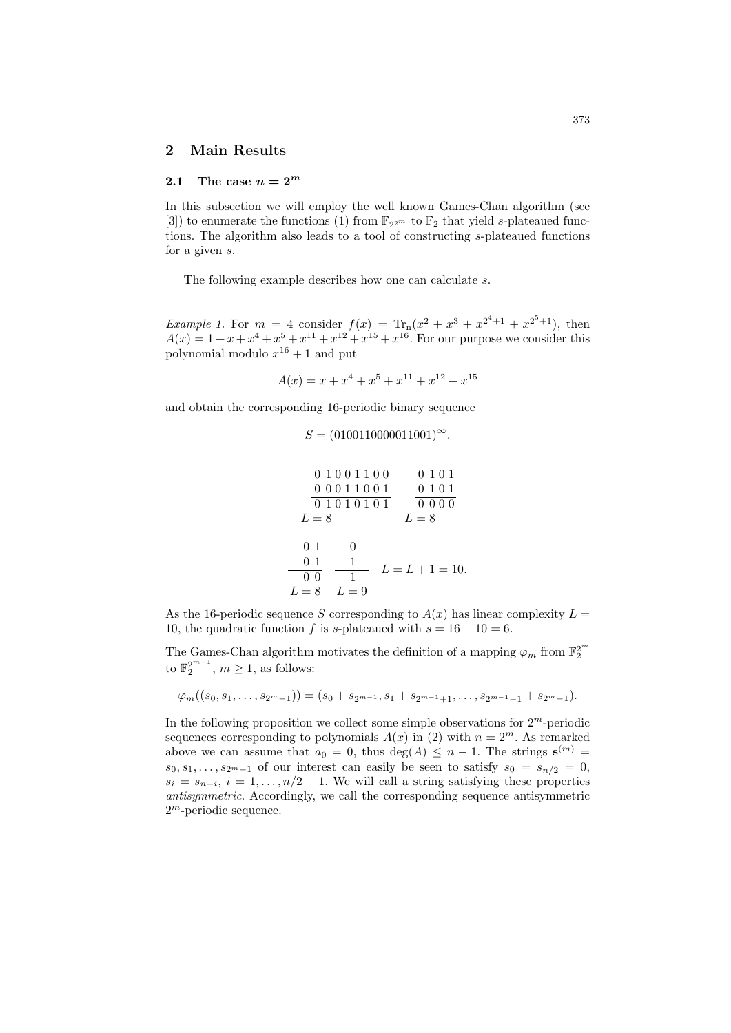## 2 Main Results

### 2.1 The case $n = 2^m$

In this subsection we will employ the well known Games-Chan algorithm (see [3]) to enumerate the functions (1) from $\mathbb{F}_{2^{2^m}}$ to $\mathbb{F}_2$ that yield $s$-plateaued functions. The algorithm also leads to a tool of constructing $s$-plateaued functions for a given $s$.

The following example describes how one can calculate $s$.

*Example 1.* For $m = 4$ consider $f(x) = \mathrm{Tr_n}(x^2 + x^3 + x^{2^4+1} + x^{2^5+1})$, then $A(x) = 1 + x + x^4 + x^5 + x^{11} + x^{12} + x^{15} + x^{16}$. For our purpose we consider this polynomial modulo $x^{16} + 1$ and put

$$A(x) = x + x^4 + x^5 + x^{11} + x^{12} + x^{15}$$

and obtain the corresponding 16-periodic binary sequence

$$S = (0100110000011001)^{\infty}.$$

$$\begin{array}{c} 0\,1\,0\,0\,1\,1\,0\,0 \\ 0\,0\,0\,1\,1\,0\,0\,1 \\ \hline 0\,1\,0\,1\,0\,1\,0\,1 \\ L = 8 \end{array} \qquad \begin{array}{c} 0\,1\,0\,1 \\ 0\,1\,0\,1 \\ \hline 0\,0\,0\,0 \\ L = 8 \end{array}$$

$$\begin{array}{c} 0\,1 \\ 0\,1 \\ \hline 0\,0 \\ L = 8 \end{array} \quad \begin{array}{c} 0 \\ 1 \\ \hline 1 \\ L = 9 \end{array} \quad L = L + 1 = 10.$$

As the 16-periodic sequence $S$ corresponding to $A(x)$ has linear complexity $L = 10$, the quadratic function $f$ is $s$-plateaued with $s = 16 - 10 = 6$.

The Games-Chan algorithm motivates the definition of a mapping $\varphi_m$ from $\mathbb{F}_2^{2^m}$ to $\mathbb{F}_2^{2^{m-1}}$, $m \geq 1$, as follows:

$$\varphi_m((s_0, s_1, \ldots, s_{2^m-1})) = (s_0 + s_{2^{m-1}}, s_1 + s_{2^{m-1}+1}, \ldots, s_{2^{m-1}-1} + s_{2^m-1}).$$

In the following proposition we collect some simple observations for $2^m$-periodic sequences corresponding to polynomials $A(x)$ in (2) with $n = 2^m$. As remarked above we can assume that $a_0 = 0$, thus $\deg(A) \leq n - 1$. The strings $\mathbf{s}^{(m)} = s_0, s_1, \ldots, s_{2^m-1}$ of our interest can easily be seen to satisfy $s_0 = s_{n/2} = 0$, $s_i = s_{n-i}$, $i = 1, \ldots, n/2 - 1$. We will call a string satisfying these properties *antisymmetric*. Accordingly, we call the corresponding sequence antisymmetric $2^m$-periodic sequence.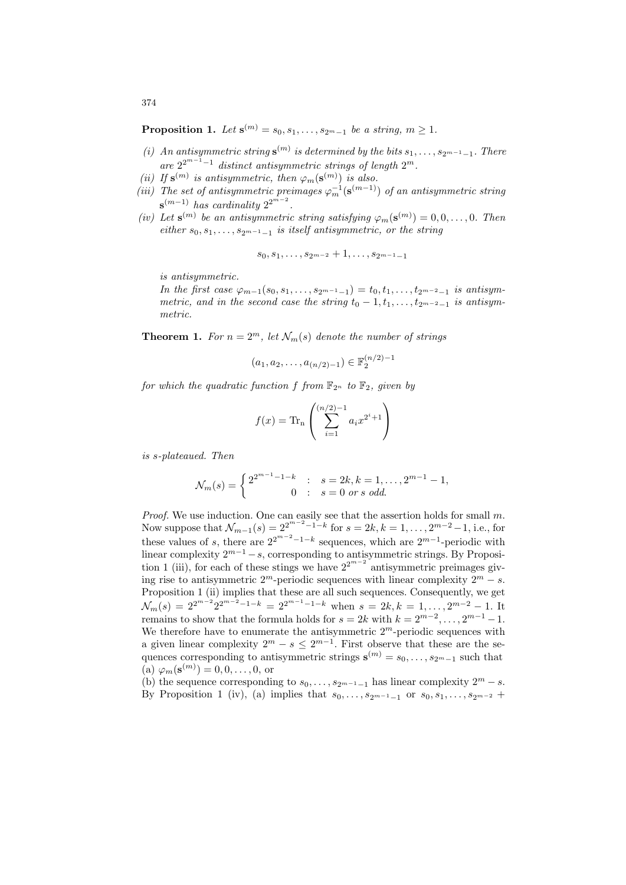**Proposition 1.** *Let $\mathbf{s}^{(m)} = s_0, s_1, \ldots, s_{2^m-1}$ be a string, $m \geq 1$.*

*(i) An antisymmetric string $\mathbf{s}^{(m)}$ is determined by the bits $s_1, \ldots, s_{2^{m-1}-1}$. There are $2^{2^{m-1}-1}$ distinct antisymmetric strings of length $2^m$.*

*(ii) If $\mathbf{s}^{(m)}$ is antisymmetric, then $\varphi_m(\mathbf{s}^{(m)})$ is also.*

*(iii) The set of antisymmetric preimages $\varphi_m^{-1}(\mathbf{s}^{(m-1)})$ of an antisymmetric string $\mathbf{s}^{(m-1)}$ has cardinality $2^{2^{m-2}}$.*

*(iv) Let $\mathbf{s}^{(m)}$ be an antisymmetric string satisfying $\varphi_m(\mathbf{s}^{(m)}) = 0, 0, \ldots, 0$. Then either $s_0, s_1, \ldots, s_{2^{m-1}-1}$ is itself antisymmetric, or the string*

$$s_0, s_1, \ldots, s_{2^{m-2}} + 1, \ldots, s_{2^{m-1}-1}$$

*is antisymmetric.*

*In the first case $\varphi_{m-1}(s_0, s_1, \ldots, s_{2^{m-1}-1}) = t_0, t_1, \ldots, t_{2^{m-2}-1}$ is antisymmetric, and in the second case the string $t_0 - 1, t_1, \ldots, t_{2^{m-2}-1}$ is antisymmetric.*

**Theorem 1.** *For $n = 2^m$, let $\mathcal{N}_m(s)$ denote the number of strings*

$$(a_1, a_2, \ldots, a_{(n/2)-1}) \in \mathbb{F}_2^{(n/2)-1}$$

*for which the quadratic function $f$ from $\mathbb{F}_{2^n}$ to $\mathbb{F}_2$, given by*

$$f(x) = \mathrm{Tr_n}\left(\sum_{i=1}^{(n/2)-1} a_i x^{2^i+1}\right)$$

*is s-plateaued. Then*

$$\mathcal{N}_m(s) = \begin{cases} 2^{2^{m-1}-1-k} & : \quad s = 2k, k = 1, \ldots, 2^{m-1}-1, \\ 0 & : \quad s = 0 \text{ or } s \text{ odd.} \end{cases}$$

*Proof.* We use induction. One can easily see that the assertion holds for small $m$. Now suppose that $\mathcal{N}_{m-1}(s) = 2^{2^{m-2}-1-k}$ for $s = 2k, k = 1, \ldots, 2^{m-2}-1$, i.e., for these values of $s$, there are $2^{2^{m-2}-1-k}$ sequences, which are $2^{m-1}$-periodic with linear complexity $2^{m-1} - s$, corresponding to antisymmetric strings. By Proposition 1 (iii), for each of these stings we have $2^{2^{m-2}}$ antisymmetric preimages giving rise to antisymmetric $2^m$-periodic sequences with linear complexity $2^m - s$. Proposition 1 (ii) implies that these are all such sequences. Consequently, we get $\mathcal{N}_m(s) = 2^{2^{m-2}} 2^{2^{m-2}-1-k} = 2^{2^{m-1}-1-k}$ when $s = 2k, k = 1, \ldots, 2^{m-2}-1$. It remains to show that the formula holds for $s = 2k$ with $k = 2^{m-2}, \ldots, 2^{m-1}-1$. We therefore have to enumerate the antisymmetric $2^m$-periodic sequences with a given linear complexity $2^m - s \leq 2^{m-1}$. First observe that these are the sequences corresponding to antisymmetric strings $\mathbf{s}^{(m)} = s_0, \ldots, s_{2^m-1}$ such that
(a) $\varphi_m(\mathbf{s}^{(m)}) = 0, 0, \ldots, 0$, or
(b) the sequence corresponding to $s_0, \ldots, s_{2^{m-1}-1}$ has linear complexity $2^m - s$.
By Proposition 1 (iv), (a) implies that $s_0, \ldots, s_{2^{m-1}-1}$ or $s_0, s_1, \ldots, s_{2^{m-2}} +$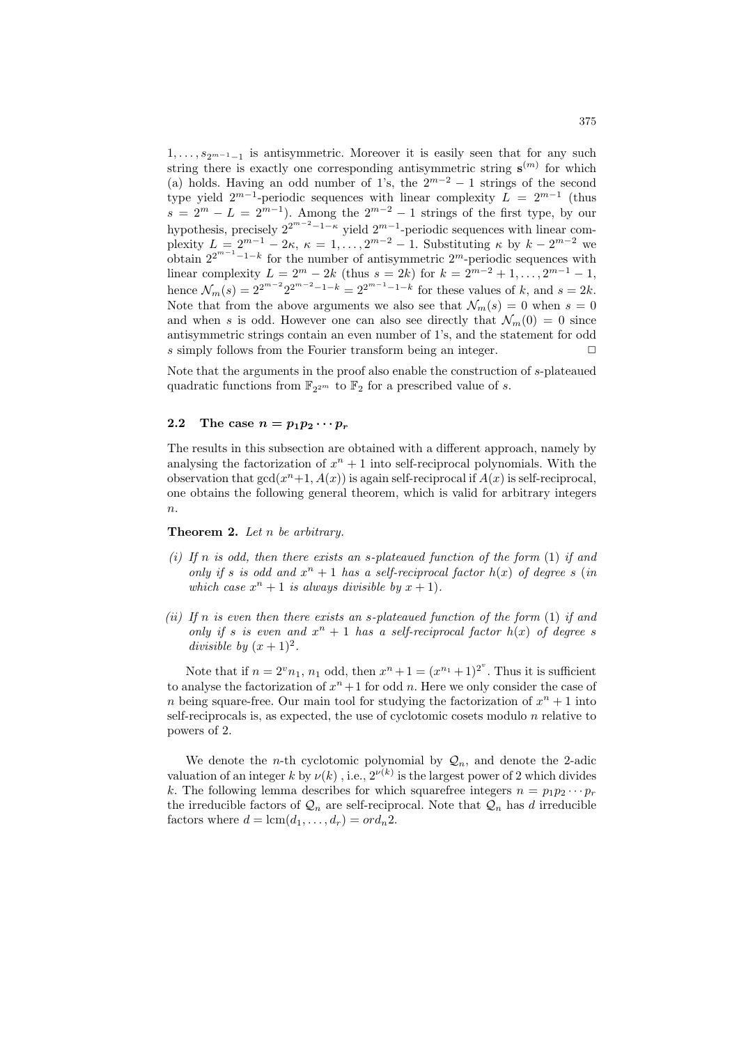$1, \ldots, s_{2^{m-1}-1}$ is antisymmetric. Moreover it is easily seen that for any such string there is exactly one corresponding antisymmetric string $\mathbf{s}^{(m)}$ for which (a) holds. Having an odd number of 1's, the $2^{m-2}-1$ strings of the second type yield $2^{m-1}$-periodic sequences with linear complexity $L = 2^{m-1}$ (thus $s = 2^m - L = 2^{m-1}$). Among the $2^{m-2}-1$ strings of the first type, by our hypothesis, precisely $2^{2^{m-2}-1-\kappa}$ yield $2^{m-1}$-periodic sequences with linear complexity $L = 2^{m-1} - 2\kappa$, $\kappa = 1, \ldots, 2^{m-2}-1$. Substituting $\kappa$ by $k - 2^{m-2}$ we obtain $2^{2^{m-1}-1-k}$ for the number of antisymmetric $2^m$-periodic sequences with linear complexity $L = 2^m - 2k$ (thus $s = 2k$) for $k = 2^{m-2}+1, \ldots, 2^{m-1}-1$, hence $\mathcal{N}_m(s) = 2^{2^{m-2}} 2^{2^{m-2}-1-k} = 2^{2^{m-1}-1-k}$ for these values of $k$, and $s = 2k$. Note that from the above arguments we also see that $\mathcal{N}_m(s) = 0$ when $s = 0$ and when $s$ is odd. However one can also see directly that $\mathcal{N}_m(0) = 0$ since antisymmetric strings contain an even number of 1's, and the statement for odd $s$ simply follows from the Fourier transform being an integer. □

Note that the arguments in the proof also enable the construction of $s$-plateaued quadratic functions from $\mathbb{F}_{2^{2m}}$ to $\mathbb{F}_2$ for a prescribed value of $s$.

### 2.2 The case $n = p_1 p_2 \cdots p_r$

The results in this subsection are obtained with a different approach, namely by analysing the factorization of $x^n + 1$ into self-reciprocal polynomials. With the observation that $\gcd(x^n+1, A(x))$ is again self-reciprocal if $A(x)$ is self-reciprocal, one obtains the following general theorem, which is valid for arbitrary integers $n$.

**Theorem 2.** *Let $n$ be arbitrary.*

*(i) If $n$ is odd, then there exists an $s$-plateaued function of the form (1) if and only if $s$ is odd and $x^n + 1$ has a self-reciprocal factor $h(x)$ of degree $s$ (in which case $x^n + 1$ is always divisible by $x + 1$).*

*(ii) If $n$ is even then there exists an $s$-plateaued function of the form (1) if and only if $s$ is even and $x^n + 1$ has a self-reciprocal factor $h(x)$ of degree $s$ divisible by $(x + 1)^2$.*

Note that if $n = 2^v n_1$, $n_1$ odd, then $x^n + 1 = (x^{n_1} + 1)^{2^v}$. Thus it is sufficient to analyse the factorization of $x^n + 1$ for odd $n$. Here we only consider the case of $n$ being square-free. Our main tool for studying the factorization of $x^n + 1$ into self-reciprocals is, as expected, the use of cyclotomic cosets modulo $n$ relative to powers of 2.

We denote the $n$-th cyclotomic polynomial by $\mathcal{Q}_n$, and denote the 2-adic valuation of an integer $k$ by $\nu(k)$ , i.e., $2^{\nu(k)}$ is the largest power of 2 which divides $k$. The following lemma describes for which squarefree integers $n = p_1 p_2 \cdots p_r$ the irreducible factors of $\mathcal{Q}_n$ are self-reciprocal. Note that $\mathcal{Q}_n$ has $d$ irreducible factors where $d = \mathrm{lcm}(d_1, \ldots, d_r) = ord_n 2$.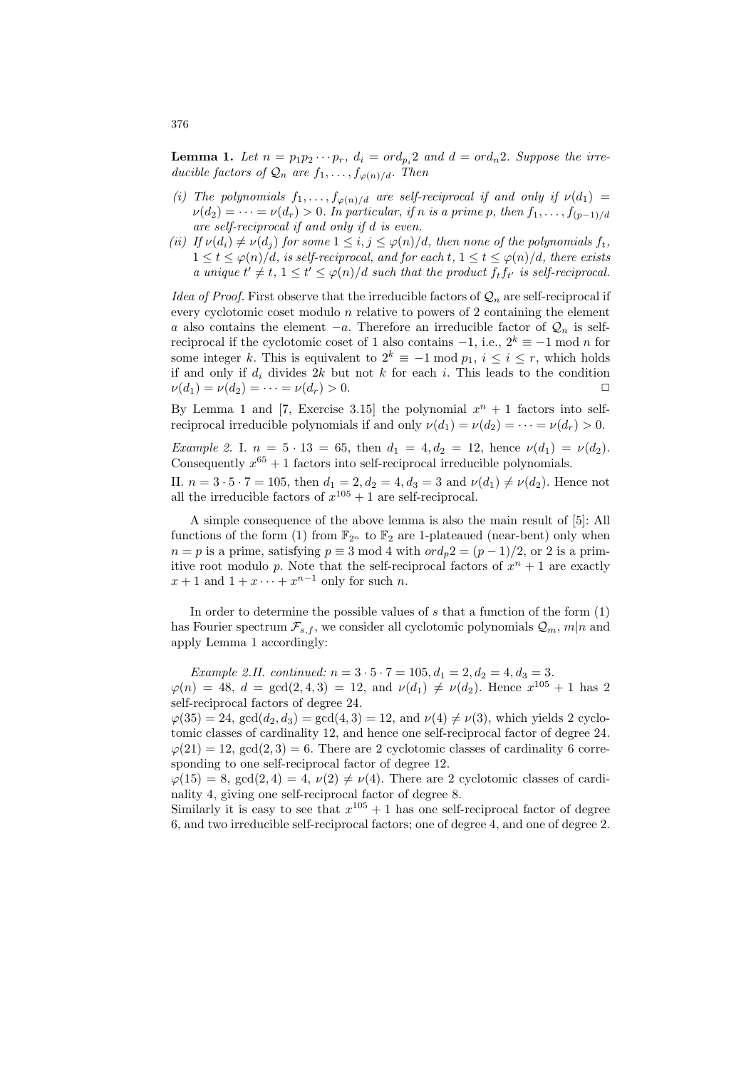**Lemma 1.** *Let $n = p_1 p_2 \cdots p_r$, $d_i = ord_{p_i} 2$ and $d = ord_n 2$. Suppose the irreducible factors of $\mathcal{Q}_n$ are $f_1, \ldots, f_{\varphi(n)/d}$. Then*

- *(i) The polynomials $f_1, \ldots, f_{\varphi(n)/d}$ are self-reciprocal if and only if $\nu(d_1) = \nu(d_2) = \cdots = \nu(d_r) > 0$. In particular, if $n$ is a prime $p$, then $f_1, \ldots, f_{(p-1)/d}$ are self-reciprocal if and only if $d$ is even.*
- *(ii) If $\nu(d_i) \neq \nu(d_j)$ for some $1 \leq i, j \leq \varphi(n)/d$, then none of the polynomials $f_t$, $1 \leq t \leq \varphi(n)/d$, is self-reciprocal, and for each $t$, $1 \leq t \leq \varphi(n)/d$, there exists a unique $t' \neq t$, $1 \leq t' \leq \varphi(n)/d$ such that the product $f_t f_{t'}$ is self-reciprocal.*

*Idea of Proof.* First observe that the irreducible factors of $\mathcal{Q}_n$ are self-reciprocal if every cyclotomic coset modulo $n$ relative to powers of 2 containing the element $a$ also contains the element $-a$. Therefore an irreducible factor of $\mathcal{Q}_n$ is self-reciprocal if the cyclotomic coset of 1 also contains $-1$, i.e., $2^k \equiv -1 \bmod n$ for some integer $k$. This is equivalent to $2^k \equiv -1 \bmod p_1$, $i \leq i \leq r$, which holds if and only if $d_i$ divides $2k$ but not $k$ for each $i$. This leads to the condition $\nu(d_1) = \nu(d_2) = \cdots = \nu(d_r) > 0$. □

By Lemma 1 and [7, Exercise 3.15] the polynomial $x^n + 1$ factors into self-reciprocal irreducible polynomials if and only $\nu(d_1) = \nu(d_2) = \cdots = \nu(d_r) > 0$.

*Example 2.* I. $n = 5 \cdot 13 = 65$, then $d_1 = 4, d_2 = 12$, hence $\nu(d_1) = \nu(d_2)$. Consequently $x^{65} + 1$ factors into self-reciprocal irreducible polynomials.

II. $n = 3 \cdot 5 \cdot 7 = 105$, then $d_1 = 2, d_2 = 4, d_3 = 3$ and $\nu(d_1) \neq \nu(d_2)$. Hence not all the irreducible factors of $x^{105} + 1$ are self-reciprocal.

A simple consequence of the above lemma is also the main result of [5]: All functions of the form (1) from $\mathbb{F}_{2^n}$ to $\mathbb{F}_2$ are 1-plateaued (near-bent) only when $n = p$ is a prime, satisfying $p \equiv 3 \bmod 4$ with $ord_p 2 = (p-1)/2$, or 2 is a primitive root modulo $p$. Note that the self-reciprocal factors of $x^n + 1$ are exactly $x + 1$ and $1 + x \cdots + x^{n-1}$ only for such $n$.

In order to determine the possible values of $s$ that a function of the form (1) has Fourier spectrum $\mathcal{F}_{s,f}$, we consider all cyclotomic polynomials $\mathcal{Q}_m$, $m|n$ and apply Lemma 1 accordingly:

*Example 2.II. continued:* $n = 3 \cdot 5 \cdot 7 = 105, d_1 = 2, d_2 = 4, d_3 = 3$.
$\varphi(n) = 48$, $d = \gcd(2, 4, 3) = 12$, and $\nu(d_1) \neq \nu(d_2)$. Hence $x^{105} + 1$ has 2 self-reciprocal factors of degree 24.
$\varphi(35) = 24$, $\gcd(d_2, d_3) = \gcd(4, 3) = 12$, and $\nu(4) \neq \nu(3)$, which yields 2 cyclotomic classes of cardinality 12, and hence one self-reciprocal factor of degree 24.
$\varphi(21) = 12$, $\gcd(2, 3) = 6$. There are 2 cyclotomic classes of cardinality 6 corresponding to one self-reciprocal factor of degree 12.
$\varphi(15) = 8$, $\gcd(2, 4) = 4$, $\nu(2) \neq \nu(4)$. There are 2 cyclotomic classes of cardinality 4, giving one self-reciprocal factor of degree 8.
Similarly it is easy to see that $x^{105} + 1$ has one self-reciprocal factor of degree 6, and two irreducible self-reciprocal factors; one of degree 4, and one of degree 2.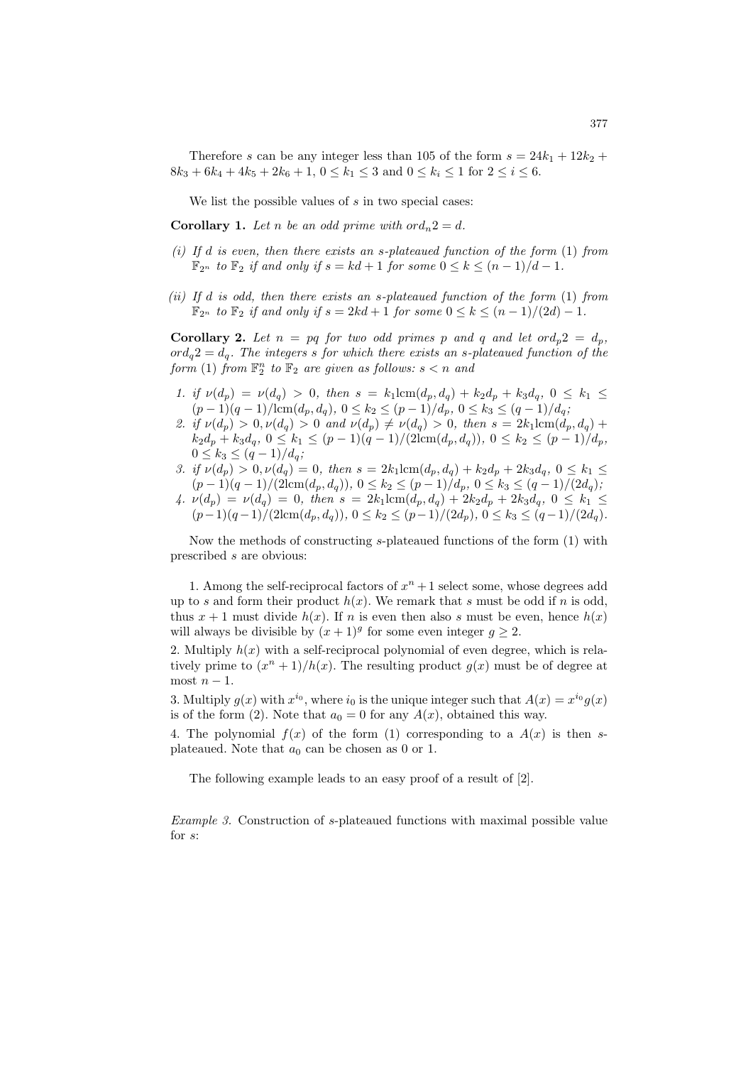Therefore $s$ can be any integer less than 105 of the form $s = 24k_1 + 12k_2 + 8k_3 + 6k_4 + 4k_5 + 2k_6 + 1$, $0 \leq k_1 \leq 3$ and $0 \leq k_i \leq 1$ for $2 \leq i \leq 6$.

We list the possible values of $s$ in two special cases:

**Corollary 1.** *Let $n$ be an odd prime with $ord_n 2 = d$.*

*(i) If $d$ is even, then there exists an $s$-plateaued function of the form (1) from $\mathbb{F}_{2^n}$ to $\mathbb{F}_2$ if and only if $s = kd + 1$ for some $0 \leq k \leq (n-1)/d - 1$.*

*(ii) If $d$ is odd, then there exists an $s$-plateaued function of the form (1) from $\mathbb{F}_{2^n}$ to $\mathbb{F}_2$ if and only if $s = 2kd + 1$ for some $0 \leq k \leq (n-1)/(2d) - 1$.*

**Corollary 2.** *Let $n = pq$ for two odd primes $p$ and $q$ and let $ord_p 2 = d_p$, $ord_q 2 = d_q$. The integers $s$ for which there exists an $s$-plateaued function of the form (1) from $\mathbb{F}_2^n$ to $\mathbb{F}_2$ are given as follows: $s < n$ and*

1. *if $\nu(d_p) = \nu(d_q) > 0$, then $s = k_1 \mathrm{lcm}(d_p, d_q) + k_2 d_p + k_3 d_q$, $0 \leq k_1 \leq (p-1)(q-1)/\mathrm{lcm}(d_p, d_q)$, $0 \leq k_2 \leq (p-1)/d_p$, $0 \leq k_3 \leq (q-1)/d_q$;*
2. *if $\nu(d_p) > 0, \nu(d_q) > 0$ and $\nu(d_p) \neq \nu(d_q) > 0$, then $s = 2k_1 \mathrm{lcm}(d_p, d_q) + k_2 d_p + k_3 d_q$, $0 \leq k_1 \leq (p-1)(q-1)/(2\mathrm{lcm}(d_p, d_q))$, $0 \leq k_2 \leq (p-1)/d_p$, $0 \leq k_3 \leq (q-1)/d_q$;*
3. *if $\nu(d_p) > 0, \nu(d_q) = 0$, then $s = 2k_1 \mathrm{lcm}(d_p, d_q) + k_2 d_p + 2k_3 d_q$, $0 \leq k_1 \leq (p-1)(q-1)/(2\mathrm{lcm}(d_p, d_q))$, $0 \leq k_2 \leq (p-1)/d_p$, $0 \leq k_3 \leq (q-1)/(2d_q)$;*
4. *$\nu(d_p) = \nu(d_q) = 0$, then $s = 2k_1 \mathrm{lcm}(d_p, d_q) + 2k_2 d_p + 2k_3 d_q$, $0 \leq k_1 \leq (p-1)(q-1)/(2\mathrm{lcm}(d_p, d_q))$, $0 \leq k_2 \leq (p-1)/(2d_p)$, $0 \leq k_3 \leq (q-1)/(2d_q)$.*

Now the methods of constructing $s$-plateaued functions of the form (1) with prescribed $s$ are obvious:

1. Among the self-reciprocal factors of $x^n + 1$ select some, whose degrees add up to $s$ and form their product $h(x)$. We remark that $s$ must be odd if $n$ is odd, thus $x + 1$ must divide $h(x)$. If $n$ is even then also $s$ must be even, hence $h(x)$ will always be divisible by $(x + 1)^g$ for some even integer $g \geq 2$.

2. Multiply $h(x)$ with a self-reciprocal polynomial of even degree, which is relatively prime to $(x^n + 1)/h(x)$. The resulting product $g(x)$ must be of degree at most $n - 1$.

3. Multiply $g(x)$ with $x^{i_0}$, where $i_0$ is the unique integer such that $A(x) = x^{i_0} g(x)$ is of the form (2). Note that $a_0 = 0$ for any $A(x)$, obtained this way.

4. The polynomial $f(x)$ of the form (1) corresponding to a $A(x)$ is then $s$-plateaued. Note that $a_0$ can be chosen as 0 or 1.

The following example leads to an easy proof of a result of [2].

*Example 3.* Construction of $s$-plateaued functions with maximal possible value for $s$: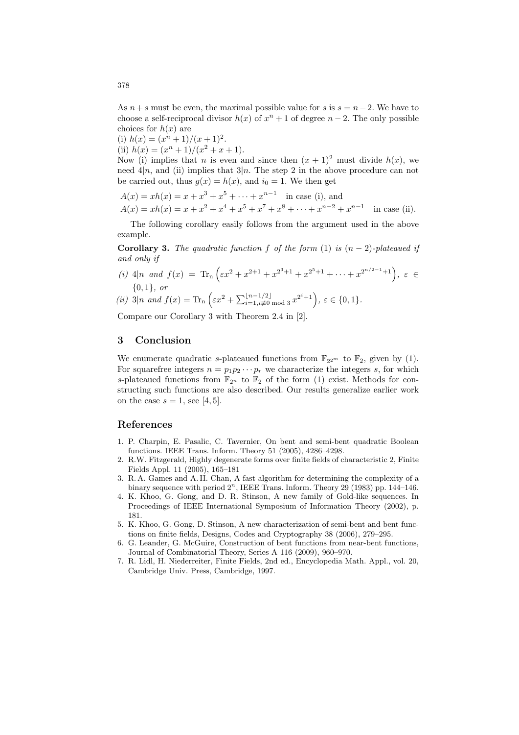As $n+s$ must be even, the maximal possible value for $s$ is $s = n-2$. We have to choose a self-reciprocal divisor $h(x)$ of $x^n + 1$ of degree $n-2$. The only possible choices for $h(x)$ are

(i) $h(x) = (x^n + 1)/(x + 1)^2$.

(ii) $h(x) = (x^n + 1)/(x^2 + x + 1)$.

Now (i) implies that $n$ is even and since then $(x+1)^2$ must divide $h(x)$, we need $4|n$, and (ii) implies that $3|n$. The step 2 in the above procedure can not be carried out, thus $g(x) = h(x)$, and $i_0 = 1$. We then get

$$A(x) = xh(x) = x + x^3 + x^5 + \cdots + x^{n-1} \quad \text{in case (i), and}$$

$$A(x) = xh(x) = x + x^2 + x^4 + x^5 + x^7 + x^8 + \cdots + x^{n-2} + x^{n-1} \quad \text{in case (ii).}$$

The following corollary easily follows from the argument used in the above example.

**Corollary 3.** *The quadratic function $f$ of the form* (1) *is $(n-2)$-plateaued if and only if*

*(i)* $4|n$ *and* $f(x) = \mathrm{Tr_n}\left(\varepsilon x^2 + x^{2+1} + x^{2^3+1} + x^{2^5+1} + \cdots + x^{2^{n/2-1}+1}\right)$, $\varepsilon \in \{0,1\}$, *or*

*(ii)* $3|n$ *and* $f(x) = \mathrm{Tr_n}\left(\varepsilon x^2 + \sum_{i=1, i\not\equiv 0 \bmod 3}^{\lfloor n-1/2 \rfloor} x^{2^i+1}\right)$, $\varepsilon \in \{0,1\}$.

Compare our Corollary 3 with Theorem 2.4 in [2].

## 3 Conclusion

We enumerate quadratic $s$-plateaued functions from $\mathbb{F}_{2^{2^m}}$ to $\mathbb{F}_2$, given by (1). For squarefree integers $n = p_1 p_2 \cdots p_r$ we characterize the integers $s$, for which $s$-plateaued functions from $\mathbb{F}_{2^n}$ to $\mathbb{F}_2$ of the form (1) exist. Methods for constructing such functions are also described. Our results generalize earlier work on the case $s = 1$, see [4, 5].

## References

1. P. Charpin, E. Pasalic, C. Tavernier, On bent and semi-bent quadratic Boolean functions. IEEE Trans. Inform. Theory 51 (2005), 4286–4298.
2. R.W. Fitzgerald, Highly degenerate forms over finite fields of characteristic 2, Finite Fields Appl. 11 (2005), 165–181
3. R. A. Games and A. H. Chan, A fast algorithm for determining the complexity of a binary sequence with period $2^n$, IEEE Trans. Inform. Theory 29 (1983) pp. 144–146.
4. K. Khoo, G. Gong, and D. R. Stinson, A new family of Gold-like sequences. In Proceedings of IEEE International Symposium of Information Theory (2002), p. 181.
5. K. Khoo, G. Gong, D. Stinson, A new characterization of semi-bent and bent functions on finite fields, Designs, Codes and Cryptography 38 (2006), 279–295.
6. G. Leander, G. McGuire, Construction of bent functions from near-bent functions, Journal of Combinatorial Theory, Series A 116 (2009), 960–970.
7. R. Lidl, H. Niederreiter, Finite Fields, 2nd ed., Encyclopedia Math. Appl., vol. 20, Cambridge Univ. Press, Cambridge, 1997.